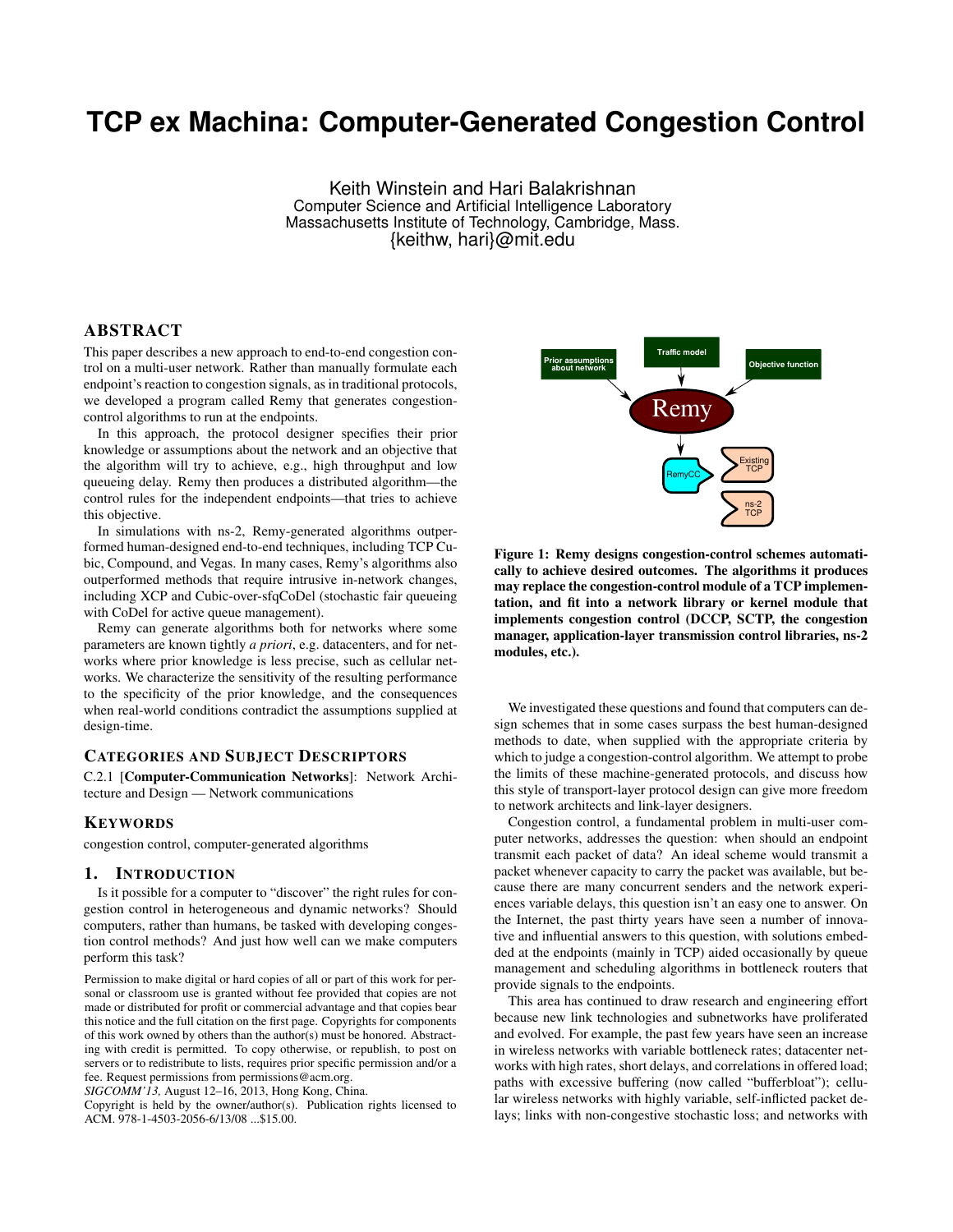# TCP ex Machina: Computer-Generated Congestion Control

Keith Winstein and Hari Balakrishnan
Computer Science and Artificial Intelligence Laboratory
Massachusetts Institute of Technology, Cambridge, Mass.
{keithw, hari}@mit.edu

## ABSTRACT

This paper describes a new approach to end-to-end congestion control on a multi-user network. Rather than manually formulate each endpoint's reaction to congestion signals, as in traditional protocols, we developed a program called Remy that generates congestion-control algorithms to run at the endpoints.

In this approach, the protocol designer specifies their prior knowledge or assumptions about the network and an objective that the algorithm will try to achieve, e.g., high throughput and low queueing delay. Remy then produces a distributed algorithm—the control rules for the independent endpoints—that tries to achieve this objective.

In simulations with ns-2, Remy-generated algorithms outperformed human-designed end-to-end techniques, including TCP Cubic, Compound, and Vegas. In many cases, Remy's algorithms also outperformed methods that require intrusive in-network changes, including XCP and Cubic-over-sfqCoDel (stochastic fair queueing with CoDel for active queue management).

Remy can generate algorithms both for networks where some parameters are known tightly *a priori*, e.g. datacenters, and for networks where prior knowledge is less precise, such as cellular networks. We characterize the sensitivity of the resulting performance to the specificity of the prior knowledge, and the consequences when real-world conditions contradict the assumptions supplied at design-time.

### CATEGORIES AND SUBJECT DESCRIPTORS

C.2.1 [**Computer-Communication Networks**]: Network Architecture and Design — Network communications

### KEYWORDS

congestion control, computer-generated algorithms

## 1. INTRODUCTION

Is it possible for a computer to "discover" the right rules for congestion control in heterogeneous and dynamic networks? Should computers, rather than humans, be tasked with developing congestion control methods? And just how well can we make computers perform this task?

Permission to make digital or hard copies of all or part of this work for personal or classroom use is granted without fee provided that copies are not made or distributed for profit or commercial advantage and that copies bear this notice and the full citation on the first page. Copyrights for components of this work owned by others than the author(s) must be honored. Abstracting with credit is permitted. To copy otherwise, or republish, to post on servers or to redistribute to lists, requires prior specific permission and/or a fee. Request permissions from permissions@acm.org.
*SIGCOMM'13,* August 12–16, 2013, Hong Kong, China.
Copyright is held by the owner/author(s). Publication rights licensed to ACM. 978-1-4503-2056-6/13/08 ...$15.00.

Prior assumptions about network | Traffic model | Objective function | Remy | RemyCC | Existing TCP | ns-2 TCP

**Figure 1: Remy designs congestion-control schemes automatically to achieve desired outcomes. The algorithms it produces may replace the congestion-control module of a TCP implementation, and fit into a network library or kernel module that implements congestion control (DCCP, SCTP, the congestion manager, application-layer transmission control libraries, ns-2 modules, etc.).**

We investigated these questions and found that computers can design schemes that in some cases surpass the best human-designed methods to date, when supplied with the appropriate criteria by which to judge a congestion-control algorithm. We attempt to probe the limits of these machine-generated protocols, and discuss how this style of transport-layer protocol design can give more freedom to network architects and link-layer designers.

Congestion control, a fundamental problem in multi-user computer networks, addresses the question: when should an endpoint transmit each packet of data? An ideal scheme would transmit a packet whenever capacity to carry the packet was available, but because there are many concurrent senders and the network experiences variable delays, this question isn't an easy one to answer. On the Internet, the past thirty years have seen a number of innovative and influential answers to this question, with solutions embedded at the endpoints (mainly in TCP) aided occasionally by queue management and scheduling algorithms in bottleneck routers that provide signals to the endpoints.

This area has continued to draw research and engineering effort because new link technologies and subnetworks have proliferated and evolved. For example, the past few years have seen an increase in wireless networks with variable bottleneck rates; datacenter networks with high rates, short delays, and correlations in offered load; paths with excessive buffering (now called "bufferbloat"); cellular wireless networks with highly variable, self-inflicted packet delays; links with non-congestive stochastic loss; and networks with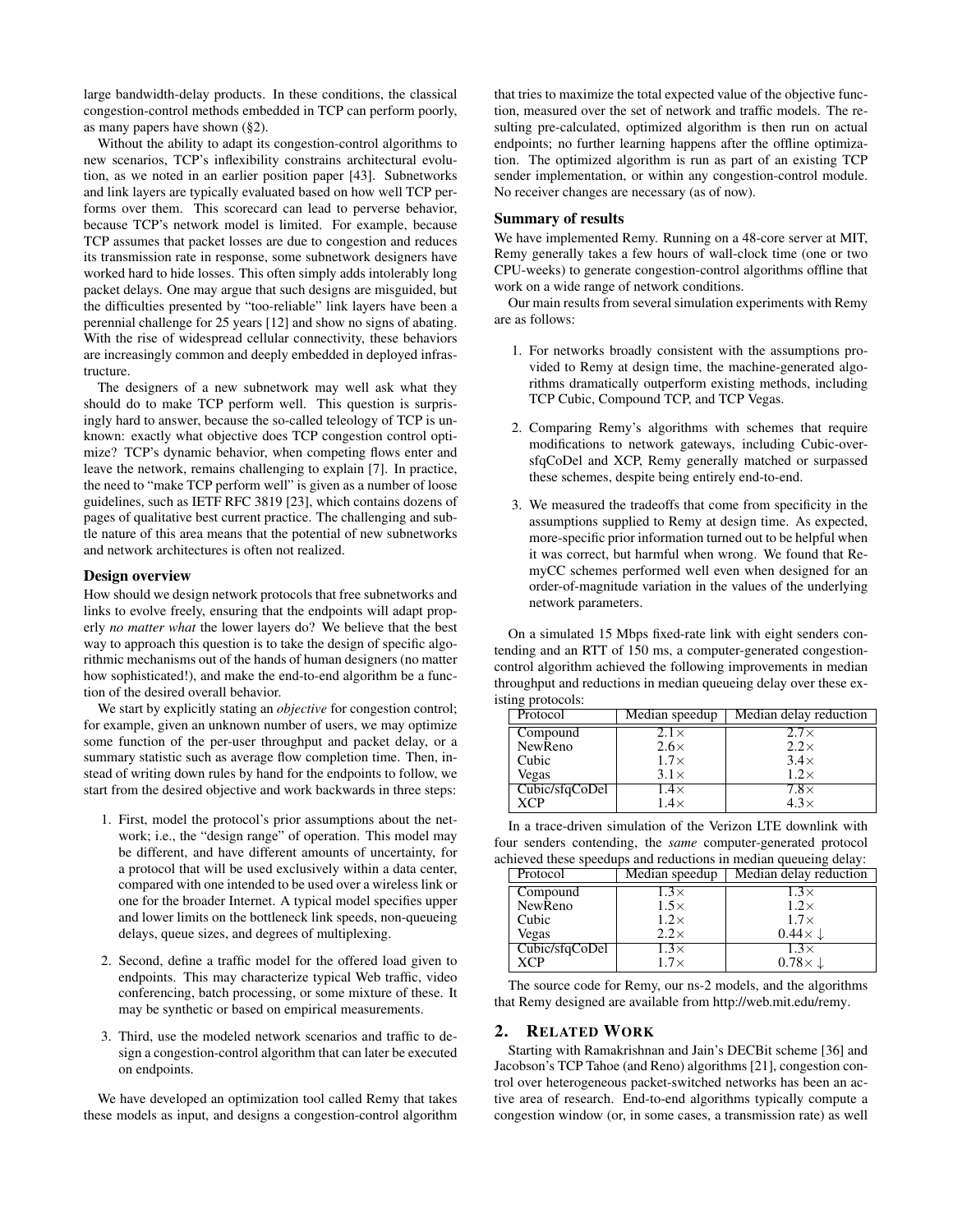large bandwidth-delay products. In these conditions, the classical congestion-control methods embedded in TCP can perform poorly, as many papers have shown (§2).

Without the ability to adapt its congestion-control algorithms to new scenarios, TCP's inflexibility constrains architectural evolution, as we noted in an earlier position paper [43]. Subnetworks and link layers are typically evaluated based on how well TCP performs over them. This scorecard can lead to perverse behavior, because TCP's network model is limited. For example, because TCP assumes that packet losses are due to congestion and reduces its transmission rate in response, some subnetwork designers have worked hard to hide losses. This often simply adds intolerably long packet delays. One may argue that such designs are misguided, but the difficulties presented by "too-reliable" link layers have been a perennial challenge for 25 years [12] and show no signs of abating. With the rise of widespread cellular connectivity, these behaviors are increasingly common and deeply embedded in deployed infrastructure.

The designers of a new subnetwork may well ask what they should do to make TCP perform well. This question is surprisingly hard to answer, because the so-called teleology of TCP is unknown: exactly what objective does TCP congestion control optimize? TCP's dynamic behavior, when competing flows enter and leave the network, remains challenging to explain [7]. In practice, the need to "make TCP perform well" is given as a number of loose guidelines, such as IETF RFC 3819 [23], which contains dozens of pages of qualitative best current practice. The challenging and subtle nature of this area means that the potential of new subnetworks and network architectures is often not realized.

### Design overview

How should we design network protocols that free subnetworks and links to evolve freely, ensuring that the endpoints will adapt properly *no matter what* the lower layers do? We believe that the best way to approach this question is to take the design of specific algorithmic mechanisms out of the hands of human designers (no matter how sophisticated!), and make the end-to-end algorithm be a function of the desired overall behavior.

We start by explicitly stating an *objective* for congestion control; for example, given an unknown number of users, we may optimize some function of the per-user throughput and packet delay, or a summary statistic such as average flow completion time. Then, instead of writing down rules by hand for the endpoints to follow, we start from the desired objective and work backwards in three steps:

1. First, model the protocol's prior assumptions about the network; i.e., the "design range" of operation. This model may be different, and have different amounts of uncertainty, for a protocol that will be used exclusively within a data center, compared with one intended to be used over a wireless link or one for the broader Internet. A typical model specifies upper and lower limits on the bottleneck link speeds, non-queueing delays, queue sizes, and degrees of multiplexing.

2. Second, define a traffic model for the offered load given to endpoints. This may characterize typical Web traffic, video conferencing, batch processing, or some mixture of these. It may be synthetic or based on empirical measurements.

3. Third, use the modeled network scenarios and traffic to design a congestion-control algorithm that can later be executed on endpoints.

We have developed an optimization tool called Remy that takes these models as input, and designs a congestion-control algorithm that tries to maximize the total expected value of the objective function, measured over the set of network and traffic models. The resulting pre-calculated, optimized algorithm is then run on actual endpoints; no further learning happens after the offline optimization. The optimized algorithm is run as part of an existing TCP sender implementation, or within any congestion-control module. No receiver changes are necessary (as of now).

### Summary of results

We have implemented Remy. Running on a 48-core server at MIT, Remy generally takes a few hours of wall-clock time (one or two CPU-weeks) to generate congestion-control algorithms offline that work on a wide range of network conditions.

Our main results from several simulation experiments with Remy are as follows:

1. For networks broadly consistent with the assumptions provided to Remy at design time, the machine-generated algorithms dramatically outperform existing methods, including TCP Cubic, Compound TCP, and TCP Vegas.

2. Comparing Remy's algorithms with schemes that require modifications to network gateways, including Cubic-over-sfqCoDel and XCP, Remy generally matched or surpassed these schemes, despite being entirely end-to-end.

3. We measured the tradeoffs that come from specificity in the assumptions supplied to Remy at design time. As expected, more-specific prior information turned out to be helpful when it was correct, but harmful when wrong. We found that RemyCC schemes performed well even when designed for an order-of-magnitude variation in the values of the underlying network parameters.

On a simulated 15 Mbps fixed-rate link with eight senders contending and an RTT of 150 ms, a computer-generated congestion-control algorithm achieved the following improvements in median throughput and reductions in median queueing delay over these existing protocols:

| Protocol | Median speedup | Median delay reduction |
|---|---|---|
| Compound | $2.1\times$ | $2.7\times$ |
| NewReno | $2.6\times$ | $2.2\times$ |
| Cubic | $1.7\times$ | $3.4\times$ |
| Vegas | $3.1\times$ | $1.2\times$ |
| Cubic/sfqCoDel | $1.4\times$ | $7.8\times$ |
| XCP | $1.4\times$ | $4.3\times$ |

In a trace-driven simulation of the Verizon LTE downlink with four senders contending, the *same* computer-generated protocol achieved these speedups and reductions in median queueing delay:

| Protocol | Median speedup | Median delay reduction |
|---|---|---|
| Compound | $1.3\times$ | $1.3\times$ |
| NewReno | $1.5\times$ | $1.2\times$ |
| Cubic | $1.2\times$ | $1.7\times$ |
| Vegas | $2.2\times$ | $0.44\times\downarrow$ |
| Cubic/sfqCoDel | $1.3\times$ | $1.3\times$ |
| XCP | $1.7\times$ | $0.78\times\downarrow$ |

The source code for Remy, our ns-2 models, and the algorithms that Remy designed are available from http://web.mit.edu/remy.

## 2. RELATED WORK

Starting with Ramakrishnan and Jain's DECBit scheme [36] and Jacobson's TCP Tahoe (and Reno) algorithms [21], congestion control over heterogeneous packet-switched networks has been an active area of research. End-to-end algorithms typically compute a congestion window (or, in some cases, a transmission rate) as well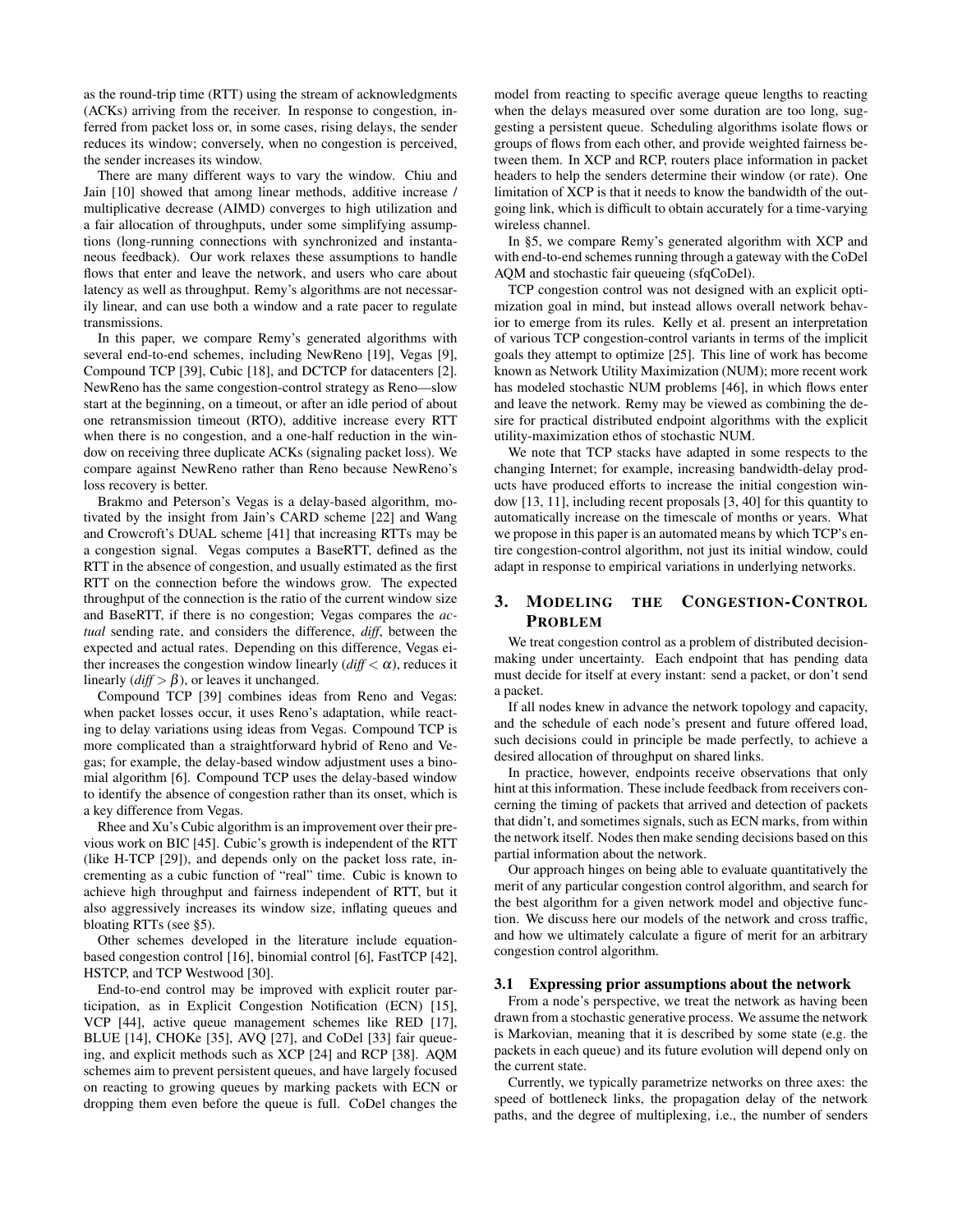as the round-trip time (RTT) using the stream of acknowledgments (ACKs) arriving from the receiver. In response to congestion, inferred from packet loss or, in some cases, rising delays, the sender reduces its window; conversely, when no congestion is perceived, the sender increases its window.

There are many different ways to vary the window. Chiu and Jain [10] showed that among linear methods, additive increase / multiplicative decrease (AIMD) converges to high utilization and a fair allocation of throughputs, under some simplifying assumptions (long-running connections with synchronized and instantaneous feedback). Our work relaxes these assumptions to handle flows that enter and leave the network, and users who care about latency as well as throughput. Remy's algorithms are not necessarily linear, and can use both a window and a rate pacer to regulate transmissions.

In this paper, we compare Remy's generated algorithms with several end-to-end schemes, including NewReno [19], Vegas [9], Compound TCP [39], Cubic [18], and DCTCP for datacenters [2]. NewReno has the same congestion-control strategy as Reno—slow start at the beginning, on a timeout, or after an idle period of about one retransmission timeout (RTO), additive increase every RTT when there is no congestion, and a one-half reduction in the window on receiving three duplicate ACKs (signaling packet loss). We compare against NewReno rather than Reno because NewReno's loss recovery is better.

Brakmo and Peterson's Vegas is a delay-based algorithm, motivated by the insight from Jain's CARD scheme [22] and Wang and Crowcroft's DUAL scheme [41] that increasing RTTs may be a congestion signal. Vegas computes a BaseRTT, defined as the RTT in the absence of congestion, and usually estimated as the first RTT on the connection before the windows grow. The expected throughput of the connection is the ratio of the current window size and BaseRTT, if there is no congestion; Vegas compares the *actual* sending rate, and considers the difference, *diff*, between the expected and actual rates. Depending on this difference, Vegas either increases the congestion window linearly ($diff < \alpha$), reduces it linearly ($diff > \beta$), or leaves it unchanged.

Compound TCP [39] combines ideas from Reno and Vegas: when packet losses occur, it uses Reno's adaptation, while reacting to delay variations using ideas from Vegas. Compound TCP is more complicated than a straightforward hybrid of Reno and Vegas; for example, the delay-based window adjustment uses a binomial algorithm [6]. Compound TCP uses the delay-based window to identify the absence of congestion rather than its onset, which is a key difference from Vegas.

Rhee and Xu's Cubic algorithm is an improvement over their previous work on BIC [45]. Cubic's growth is independent of the RTT (like H-TCP [29]), and depends only on the packet loss rate, incrementing as a cubic function of "real" time. Cubic is known to achieve high throughput and fairness independent of RTT, but it also aggressively increases its window size, inflating queues and bloating RTTs (see §5).

Other schemes developed in the literature include equation-based congestion control [16], binomial control [6], FastTCP [42], HSTCP, and TCP Westwood [30].

End-to-end control may be improved with explicit router participation, as in Explicit Congestion Notification (ECN) [15], VCP [44], active queue management schemes like RED [17], BLUE [14], CHOKe [35], AVQ [27], and CoDel [33] fair queueing, and explicit methods such as XCP [24] and RCP [38]. AQM schemes aim to prevent persistent queues, and have largely focused on reacting to growing queues by marking packets with ECN or dropping them even before the queue is full. CoDel changes the model from reacting to specific average queue lengths to reacting when the delays measured over some duration are too long, suggesting a persistent queue. Scheduling algorithms isolate flows or groups of flows from each other, and provide weighted fairness between them. In XCP and RCP, routers place information in packet headers to help the senders determine their window (or rate). One limitation of XCP is that it needs to know the bandwidth of the outgoing link, which is difficult to obtain accurately for a time-varying wireless channel.

In §5, we compare Remy's generated algorithm with XCP and with end-to-end schemes running through a gateway with the CoDel AQM and stochastic fair queueing (sfqCoDel).

TCP congestion control was not designed with an explicit optimization goal in mind, but instead allows overall network behavior to emerge from its rules. Kelly et al. present an interpretation of various TCP congestion-control variants in terms of the implicit goals they attempt to optimize [25]. This line of work has become known as Network Utility Maximization (NUM); more recent work has modeled stochastic NUM problems [46], in which flows enter and leave the network. Remy may be viewed as combining the desire for practical distributed endpoint algorithms with the explicit utility-maximization ethos of stochastic NUM.

We note that TCP stacks have adapted in some respects to the changing Internet; for example, increasing bandwidth-delay products have produced efforts to increase the initial congestion window [13, 11], including recent proposals [3, 40] for this quantity to automatically increase on the timescale of months or years. What we propose in this paper is an automated means by which TCP's entire congestion-control algorithm, not just its initial window, could adapt in response to empirical variations in underlying networks.

# 3. MODELING THE CONGESTION-CONTROL PROBLEM

We treat congestion control as a problem of distributed decision-making under uncertainty. Each endpoint that has pending data must decide for itself at every instant: send a packet, or don't send a packet.

If all nodes knew in advance the network topology and capacity, and the schedule of each node's present and future offered load, such decisions could in principle be made perfectly, to achieve a desired allocation of throughput on shared links.

In practice, however, endpoints receive observations that only hint at this information. These include feedback from receivers concerning the timing of packets that arrived and detection of packets that didn't, and sometimes signals, such as ECN marks, from within the network itself. Nodes then make sending decisions based on this partial information about the network.

Our approach hinges on being able to evaluate quantitatively the merit of any particular congestion control algorithm, and search for the best algorithm for a given network model and objective function. We discuss here our models of the network and cross traffic, and how we ultimately calculate a figure of merit for an arbitrary congestion control algorithm.

## 3.1 Expressing prior assumptions about the network

From a node's perspective, we treat the network as having been drawn from a stochastic generative process. We assume the network is Markovian, meaning that it is described by some state (e.g. the packets in each queue) and its future evolution will depend only on the current state.

Currently, we typically parametrize networks on three axes: the speed of bottleneck links, the propagation delay of the network paths, and the degree of multiplexing, i.e., the number of senders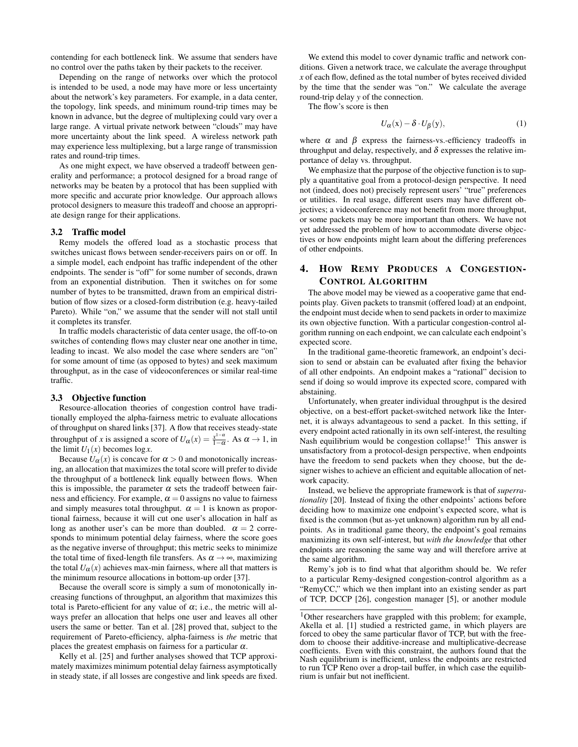contending for each bottleneck link. We assume that senders have no control over the paths taken by their packets to the receiver.

Depending on the range of networks over which the protocol is intended to be used, a node may have more or less uncertainty about the network's key parameters. For example, in a data center, the topology, link speeds, and minimum round-trip times may be known in advance, but the degree of multiplexing could vary over a large range. A virtual private network between "clouds" may have more uncertainty about the link speed. A wireless network path may experience less multiplexing, but a large range of transmission rates and round-trip times.

As one might expect, we have observed a tradeoff between generality and performance; a protocol designed for a broad range of networks may be beaten by a protocol that has been supplied with more specific and accurate prior knowledge. Our approach allows protocol designers to measure this tradeoff and choose an appropriate design range for their applications.

### 3.2 Traffic model

Remy models the offered load as a stochastic process that switches unicast flows between sender-receivers pairs on or off. In a simple model, each endpoint has traffic independent of the other endpoints. The sender is "off" for some number of seconds, drawn from an exponential distribution. Then it switches on for some number of bytes to be transmitted, drawn from an empirical distribution of flow sizes or a closed-form distribution (e.g. heavy-tailed Pareto). While "on," we assume that the sender will not stall until it completes its transfer.

In traffic models characteristic of data center usage, the off-to-on switches of contending flows may cluster near one another in time, leading to incast. We also model the case where senders are "on" for some amount of time (as opposed to bytes) and seek maximum throughput, as in the case of videoconferences or similar real-time traffic.

### 3.3 Objective function

Resource-allocation theories of congestion control have traditionally employed the alpha-fairness metric to evaluate allocations of throughput on shared links [37]. A flow that receives steady-state throughput of $x$ is assigned a score of $U_\alpha(x) = \frac{x^{1-\alpha}}{1-\alpha}$. As $\alpha \to 1$, in the limit $U_1(x)$ becomes $\log x$.

Because $U_\alpha(x)$ is concave for $\alpha > 0$ and monotonically increasing, an allocation that maximizes the total score will prefer to divide the throughput of a bottleneck link equally between flows. When this is impossible, the parameter $\alpha$ sets the tradeoff between fairness and efficiency. For example, $\alpha = 0$ assigns no value to fairness and simply measures total throughput. $\alpha = 1$ is known as proportional fairness, because it will cut one user's allocation in half as long as another user's can be more than doubled. $\alpha = 2$ corresponds to minimum potential delay fairness, where the score goes as the negative inverse of throughput; this metric seeks to minimize the total time of fixed-length file transfers. As $\alpha \to \infty$, maximizing the total $U_\alpha(x)$ achieves max-min fairness, where all that matters is the minimum resource allocations in bottom-up order [37].

Because the overall score is simply a sum of monotonically increasing functions of throughput, an algorithm that maximizes this total is Pareto-efficient for any value of $\alpha$; i.e., the metric will always prefer an allocation that helps one user and leaves all other users the same or better. Tan et al. [28] proved that, subject to the requirement of Pareto-efficiency, alpha-fairness is *the* metric that places the greatest emphasis on fairness for a particular $\alpha$.

Kelly et al. [25] and further analyses showed that TCP approximately maximizes minimum potential delay fairness asymptotically in steady state, if all losses are congestive and link speeds are fixed.

We extend this model to cover dynamic traffic and network conditions. Given a network trace, we calculate the average throughput $x$ of each flow, defined as the total number of bytes received divided by the time that the sender was "on." We calculate the average round-trip delay $y$ of the connection.

The flow's score is then

$$U_\alpha(\mathrm{x}) - \delta \cdot U_\beta(\mathrm{y}), \tag{1}$$

where $\alpha$ and $\beta$ express the fairness-vs.-efficiency tradeoffs in throughput and delay, respectively, and $\delta$ expresses the relative importance of delay vs. throughput.

We emphasize that the purpose of the objective function is to supply a quantitative goal from a protocol-design perspective. It need not (indeed, does not) precisely represent users' "true" preferences or utilities. In real usage, different users may have different objectives; a videoconference may not benefit from more throughput, or some packets may be more important than others. We have not yet addressed the problem of how to accommodate diverse objectives or how endpoints might learn about the differing preferences of other endpoints.

## 4. HOW REMY PRODUCES A CONGESTION-CONTROL ALGORITHM

The above model may be viewed as a cooperative game that endpoints play. Given packets to transmit (offered load) at an endpoint, the endpoint must decide when to send packets in order to maximize its own objective function. With a particular congestion-control algorithm running on each endpoint, we can calculate each endpoint's expected score.

In the traditional game-theoretic framework, an endpoint's decision to send or abstain can be evaluated after fixing the behavior of all other endpoints. An endpoint makes a "rational" decision to send if doing so would improve its expected score, compared with abstaining.

Unfortunately, when greater individual throughput is the desired objective, on a best-effort packet-switched network like the Internet, it is always advantageous to send a packet. In this setting, if every endpoint acted rationally in its own self-interest, the resulting Nash equilibrium would be congestion collapse![1] This answer is unsatisfactory from a protocol-design perspective, when endpoints have the freedom to send packets when they choose, but the designer wishes to achieve an efficient and equitable allocation of network capacity.

Instead, we believe the appropriate framework is that of *superrationality* [20]. Instead of fixing the other endpoints' actions before deciding how to maximize one endpoint's expected score, what is fixed is the common (but as-yet unknown) algorithm run by all endpoints. As in traditional game theory, the endpoint's goal remains maximizing its own self-interest, but *with the knowledge* that other endpoints are reasoning the same way and will therefore arrive at the same algorithm.

Remy's job is to find what that algorithm should be. We refer to a particular Remy-designed congestion-control algorithm as a "RemyCC," which we then implant into an existing sender as part of TCP, DCCP [26], congestion manager [5], or another module

[1] Other researchers have grappled with this problem; for example, Akella et al. [1] studied a restricted game, in which players are forced to obey the same particular flavor of TCP, but with the freedom to choose their additive-increase and multiplicative-decrease coefficients. Even with this constraint, the authors found that the Nash equilibrium is inefficient, unless the endpoints are restricted to run TCP Reno over a drop-tail buffer, in which case the equilibrium is unfair but not inefficient.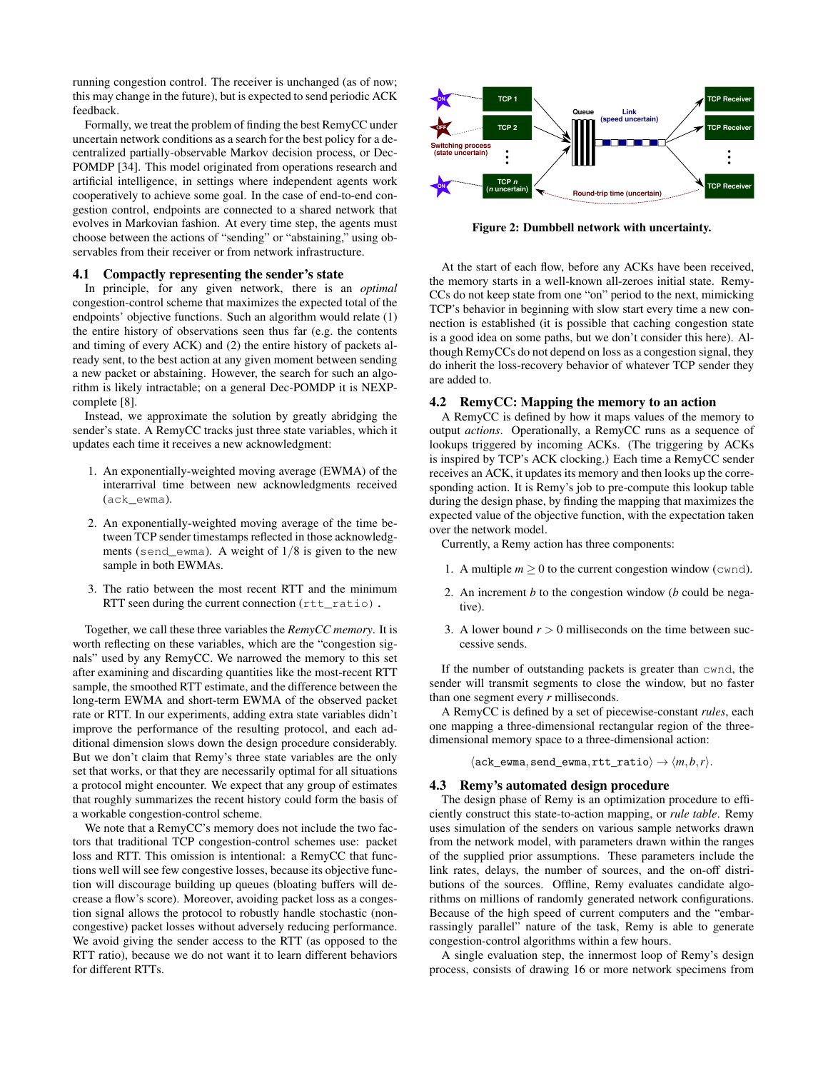running congestion control. The receiver is unchanged (as of now; this may change in the future), but is expected to send periodic ACK feedback.

Formally, we treat the problem of finding the best RemyCC under uncertain network conditions as a search for the best policy for a decentralized partially-observable Markov decision process, or Dec-POMDP [34]. This model originated from operations research and artificial intelligence, in settings where independent agents work cooperatively to achieve some goal. In the case of end-to-end congestion control, endpoints are connected to a shared network that evolves in Markovian fashion. At every time step, the agents must choose between the actions of "sending" or "abstaining," using observables from their receiver or from network infrastructure.

## 4.1 Compactly representing the sender's state

In principle, for any given network, there is an *optimal* congestion-control scheme that maximizes the expected total of the endpoints' objective functions. Such an algorithm would relate (1) the entire history of observations seen thus far (e.g. the contents and timing of every ACK) and (2) the entire history of packets already sent, to the best action at any given moment between sending a new packet or abstaining. However, the search for such an algorithm is likely intractable; on a general Dec-POMDP it is NEXP-complete [8].

Instead, we approximate the solution by greatly abridging the sender's state. A RemyCC tracks just three state variables, which it updates each time it receives a new acknowledgment:

1. An exponentially-weighted moving average (EWMA) of the interarrival time between new acknowledgments received (`ack_ewma`).

2. An exponentially-weighted moving average of the time between TCP sender timestamps reflected in those acknowledgments (`send_ewma`). A weight of $1/8$ is given to the new sample in both EWMAs.

3. The ratio between the most recent RTT and the minimum RTT seen during the current connection (`rtt_ratio`).

Together, we call these three variables the *RemyCC memory*. It is worth reflecting on these variables, which are the "congestion signals" used by any RemyCC. We narrowed the memory to this set after examining and discarding quantities like the most-recent RTT sample, the smoothed RTT estimate, and the difference between the long-term EWMA and short-term EWMA of the observed packet rate or RTT. In our experiments, adding extra state variables didn't improve the performance of the resulting protocol, and each additional dimension slows down the design procedure considerably. But we don't claim that Remy's three state variables are the only set that works, or that they are necessarily optimal for all situations a protocol might encounter. We expect that any group of estimates that roughly summarizes the recent history could form the basis of a workable congestion-control scheme.

We note that a RemyCC's memory does not include the two factors that traditional TCP congestion-control schemes use: packet loss and RTT. This omission is intentional: a RemyCC that functions well will see few congestive losses, because its objective function will discourage building up queues (bloating buffers will decrease a flow's score). Moreover, avoiding packet loss as a congestion signal allows the protocol to robustly handle stochastic (non-congestive) packet losses without adversely reducing performance. We avoid giving the sender access to the RTT (as opposed to the RTT ratio), because we do not want it to learn different behaviors for different RTTs.

Figure 2: Dumbbell network with uncertainty.

At the start of each flow, before any ACKs have been received, the memory starts in a well-known all-zeroes initial state. RemyCCs do not keep state from one "on" period to the next, mimicking TCP's behavior in beginning with slow start every time a new connection is established (it is possible that caching congestion state is a good idea on some paths, but we don't consider this here). Although RemyCCs do not depend on loss as a congestion signal, they do inherit the loss-recovery behavior of whatever TCP sender they are added to.

## 4.2 RemyCC: Mapping the memory to an action

A RemyCC is defined by how it maps values of the memory to output *actions*. Operationally, a RemyCC runs as a sequence of lookups triggered by incoming ACKs. (The triggering by ACKs is inspired by TCP's ACK clocking.) Each time a RemyCC sender receives an ACK, it updates its memory and then looks up the corresponding action. It is Remy's job to pre-compute this lookup table during the design phase, by finding the mapping that maximizes the expected value of the objective function, with the expectation taken over the network model.

Currently, a Remy action has three components:

1. A multiple $m \geq 0$ to the current congestion window (`cwnd`).

2. An increment $b$ to the congestion window ($b$ could be negative).

3. A lower bound $r > 0$ milliseconds on the time between successive sends.

If the number of outstanding packets is greater than `cwnd`, the sender will transmit segments to close the window, but no faster than one segment every $r$ milliseconds.

A RemyCC is defined by a set of piecewise-constant *rules*, each one mapping a three-dimensional rectangular region of the three-dimensional memory space to a three-dimensional action:

$$\langle \texttt{ack\_ewma}, \texttt{send\_ewma}, \texttt{rtt\_ratio} \rangle \rightarrow \langle m, b, r \rangle.$$

## 4.3 Remy's automated design procedure

The design phase of Remy is an optimization procedure to efficiently construct this state-to-action mapping, or *rule table*. Remy uses simulation of the senders on various sample networks drawn from the network model, with parameters drawn within the ranges of the supplied prior assumptions. These parameters include the link rates, delays, the number of sources, and the on-off distributions of the sources. Offline, Remy evaluates candidate algorithms on millions of randomly generated network configurations. Because of the high speed of current computers and the "embarrassingly parallel" nature of the task, Remy is able to generate congestion-control algorithms within a few hours.

A single evaluation step, the innermost loop of Remy's design process, consists of drawing 16 or more network specimens from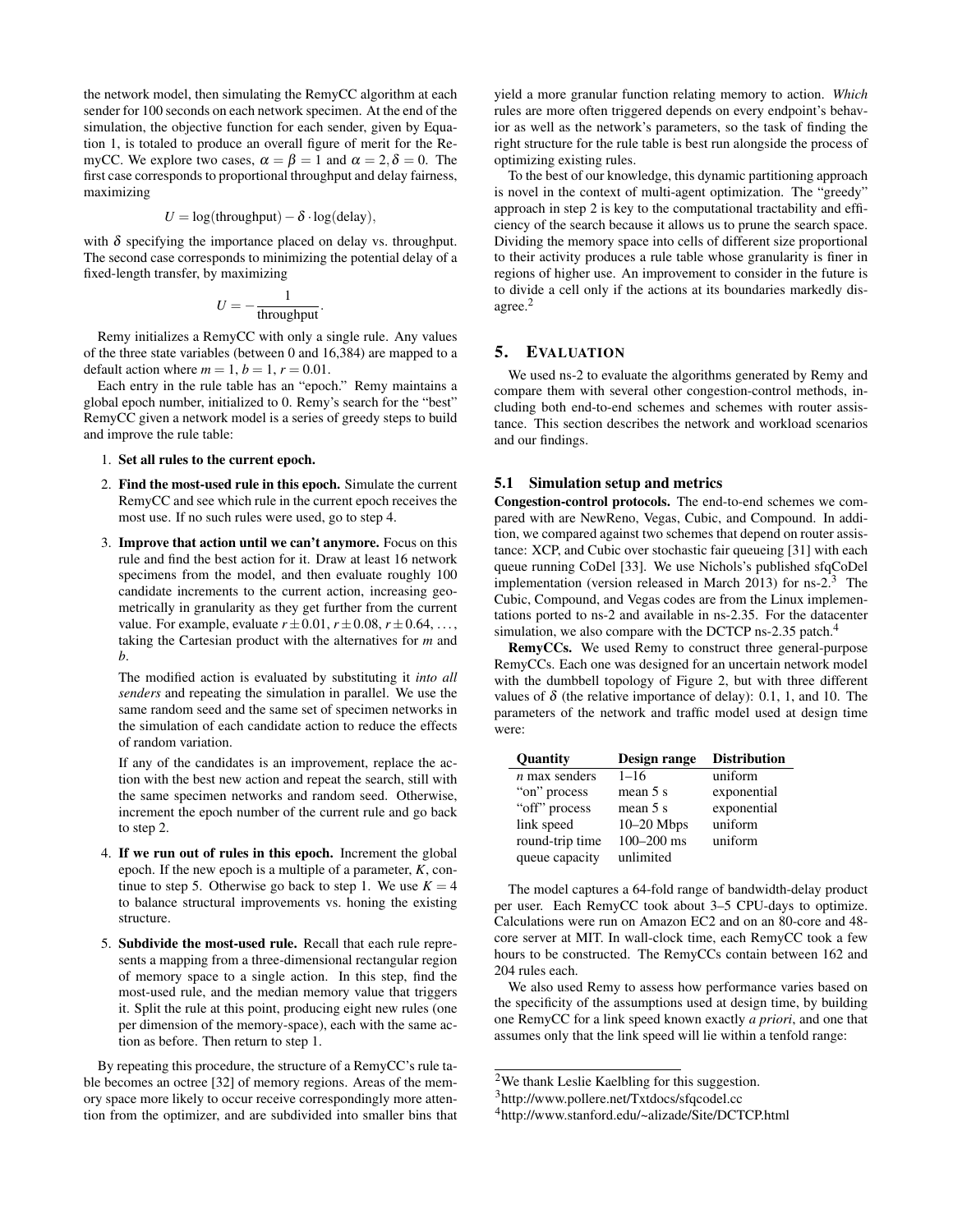the network model, then simulating the RemyCC algorithm at each sender for 100 seconds on each network specimen. At the end of the simulation, the objective function for each sender, given by Equation 1, is totaled to produce an overall figure of merit for the RemyCC. We explore two cases, $\alpha = \beta = 1$ and $\alpha = 2, \delta = 0$. The first case corresponds to proportional throughput and delay fairness, maximizing

$$U = \log(\text{throughput}) - \delta \cdot \log(\text{delay}),$$

with $\delta$ specifying the importance placed on delay vs. throughput. The second case corresponds to minimizing the potential delay of a fixed-length transfer, by maximizing

$$U = -\frac{1}{\text{throughput}}.$$

Remy initializes a RemyCC with only a single rule. Any values of the three state variables (between 0 and 16,384) are mapped to a default action where $m = 1$, $b = 1$, $r = 0.01$.

Each entry in the rule table has an "epoch." Remy maintains a global epoch number, initialized to 0. Remy's search for the "best" RemyCC given a network model is a series of greedy steps to build and improve the rule table:

1. **Set all rules to the current epoch.**
2. **Find the most-used rule in this epoch.** Simulate the current RemyCC and see which rule in the current epoch receives the most use. If no such rules were used, go to step 4.
3. **Improve that action until we can't anymore.** Focus on this rule and find the best action for it. Draw at least 16 network specimens from the model, and then evaluate roughly 100 candidate increments to the current action, increasing geometrically in granularity as they get further from the current value. For example, evaluate $r \pm 0.01$, $r \pm 0.08$, $r \pm 0.64$, ..., taking the Cartesian product with the alternatives for $m$ and $b$.

   The modified action is evaluated by substituting it *into all senders* and repeating the simulation in parallel. We use the same random seed and the same set of specimen networks in the simulation of each candidate action to reduce the effects of random variation.

   If any of the candidates is an improvement, replace the action with the best new action and repeat the search, still with the same specimen networks and random seed. Otherwise, increment the epoch number of the current rule and go back to step 2.
4. **If we run out of rules in this epoch.** Increment the global epoch. If the new epoch is a multiple of a parameter, $K$, continue to step 5. Otherwise go back to step 1. We use $K = 4$ to balance structural improvements vs. honing the existing structure.
5. **Subdivide the most-used rule.** Recall that each rule represents a mapping from a three-dimensional rectangular region of memory space to a single action. In this step, find the most-used rule, and the median memory value that triggers it. Split the rule at this point, producing eight new rules (one per dimension of the memory-space), each with the same action as before. Then return to step 1.

By repeating this procedure, the structure of a RemyCC's rule table becomes an octree [32] of memory regions. Areas of the memory space more likely to occur receive correspondingly more attention from the optimizer, and are subdivided into smaller bins that yield a more granular function relating memory to action. *Which* rules are more often triggered depends on every endpoint's behavior as well as the network's parameters, so the task of finding the right structure for the rule table is best run alongside the process of optimizing existing rules.

To the best of our knowledge, this dynamic partitioning approach is novel in the context of multi-agent optimization. The "greedy" approach in step 2 is key to the computational tractability and efficiency of the search because it allows us to prune the search space. Dividing the memory space into cells of different size proportional to their activity produces a rule table whose granularity is finer in regions of higher use. An improvement to consider in the future is to divide a cell only if the actions at its boundaries markedly disagree.[2]

## 5. EVALUATION

We used ns-2 to evaluate the algorithms generated by Remy and compare them with several other congestion-control methods, including both end-to-end schemes and schemes with router assistance. This section describes the network and workload scenarios and our findings.

### 5.1 Simulation setup and metrics

**Congestion-control protocols.** The end-to-end schemes we compared with are NewReno, Vegas, Cubic, and Compound. In addition, we compared against two schemes that depend on router assistance: XCP, and Cubic over stochastic fair queueing [31] with each queue running CoDel [33]. We use Nichols's published sfqCoDel implementation (version released in March 2013) for ns-2.[3] The Cubic, Compound, and Vegas codes are from the Linux implementations ported to ns-2 and available in ns-2.35. For the datacenter simulation, we also compare with the DCTCP ns-2.35 patch.[4]

**RemyCCs.** We used Remy to construct three general-purpose RemyCCs. Each one was designed for an uncertain network model with the dumbbell topology of Figure 2, but with three different values of $\delta$ (the relative importance of delay): 0.1, 1, and 10. The parameters of the network and traffic model used at design time were:

| Quantity | Design range | Distribution |
|---|---|---|
| $n$ max senders | 1–16 | uniform |
| "on" process | mean 5 s | exponential |
| "off" process | mean 5 s | exponential |
| link speed | 10–20 Mbps | uniform |
| round-trip time | 100–200 ms | uniform |
| queue capacity | unlimited | |

The model captures a 64-fold range of bandwidth-delay product per user. Each RemyCC took about 3–5 CPU-days to optimize. Calculations were run on Amazon EC2 and on an 80-core and 48-core server at MIT. In wall-clock time, each RemyCC took a few hours to be constructed. The RemyCCs contain between 162 and 204 rules each.

We also used Remy to assess how performance varies based on the specificity of the assumptions used at design time, by building one RemyCC for a link speed known exactly *a priori*, and one that assumes only that the link speed will lie within a tenfold range:

[2] We thank Leslie Kaelbling for this suggestion.

[3] http://www.pollere.net/Txtdocs/sfqcodel.cc

[4] http://www.stanford.edu/~alizade/Site/DCTCP.html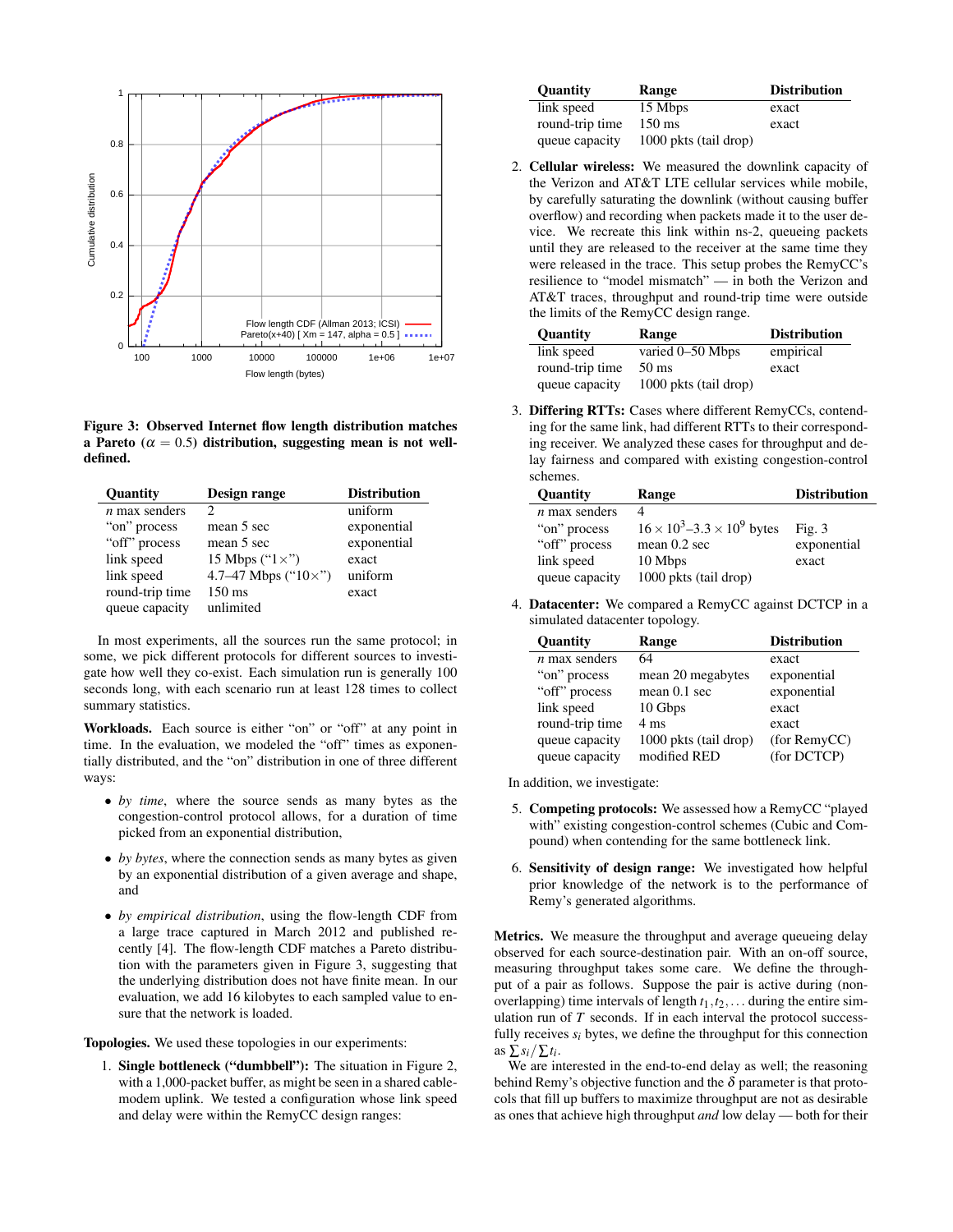Figure 3: Observed Internet flow length distribution matches a Pareto ($\alpha = 0.5$) distribution, suggesting mean is not well-defined.

| Quantity | Design range | Distribution |
|---|---|---|
| $n$ max senders | 2 | uniform |
| "on" process | mean 5 sec | exponential |
| "off" process | mean 5 sec | exponential |
| link speed | 15 Mbps ("1×") | exact |
| link speed | 4.7–47 Mbps ("10×") | uniform |
| round-trip time | 150 ms | exact |
| queue capacity | unlimited | |

In most experiments, all the sources run the same protocol; in some, we pick different protocols for different sources to investigate how well they co-exist. Each simulation run is generally 100 seconds long, with each scenario run at least 128 times to collect summary statistics.

**Workloads.** Each source is either "on" or "off" at any point in time. In the evaluation, we modeled the "off" times as exponentially distributed, and the "on" distribution in one of three different ways:

- *by time*, where the source sends as many bytes as the congestion-control protocol allows, for a duration of time picked from an exponential distribution,
- *by bytes*, where the connection sends as many bytes as given by an exponential distribution of a given average and shape, and
- *by empirical distribution*, using the flow-length CDF from a large trace captured in March 2012 and published recently [4]. The flow-length CDF matches a Pareto distribution with the parameters given in Figure 3, suggesting that the underlying distribution does not have finite mean. In our evaluation, we add 16 kilobytes to each sampled value to ensure that the network is loaded.

**Topologies.** We used these topologies in our experiments:

1. **Single bottleneck ("dumbbell"):** The situation in Figure 2, with a 1,000-packet buffer, as might be seen in a shared cable-modem uplink. We tested a configuration whose link speed and delay were within the RemyCC design ranges:

| Quantity | Range | Distribution |
|---|---|---|
| link speed | 15 Mbps | exact |
| round-trip time | 150 ms | exact |
| queue capacity | 1000 pkts (tail drop) | |

2. **Cellular wireless:** We measured the downlink capacity of the Verizon and AT&T LTE cellular services while mobile, by carefully saturating the downlink (without causing buffer overflow) and recording when packets made it to the user device. We recreate this link within ns-2, queueing packets until they are released to the receiver at the same time they were released in the trace. This setup probes the RemyCC's resilience to "model mismatch" — in both the Verizon and AT&T traces, throughput and round-trip time were outside the limits of the RemyCC design range.

| Quantity | Range | Distribution |
|---|---|---|
| link speed | varied 0–50 Mbps | empirical |
| round-trip time | 50 ms | exact |
| queue capacity | 1000 pkts (tail drop) | |

3. **Differing RTTs:** Cases where different RemyCCs, contending for the same link, had different RTTs to their corresponding receiver. We analyzed these cases for throughput and delay fairness and compared with existing congestion-control schemes.

| Quantity | Range | Distribution |
|---|---|---|
| $n$ max senders | 4 | |
| "on" process | $16 \times 10^3$–$3.3 \times 10^9$ bytes | Fig. 3 |
| "off" process | mean 0.2 sec | exponential |
| link speed | 10 Mbps | exact |
| queue capacity | 1000 pkts (tail drop) | |

4. **Datacenter:** We compared a RemyCC against DCTCP in a simulated datacenter topology.

| Quantity | Range | Distribution |
|---|---|---|
| $n$ max senders | 64 | exact |
| "on" process | mean 20 megabytes | exponential |
| "off" process | mean 0.1 sec | exponential |
| link speed | 10 Gbps | exact |
| round-trip time | 4 ms | exact |
| queue capacity | 1000 pkts (tail drop) | (for RemyCC) |
| queue capacity | modified RED | (for DCTCP) |

In addition, we investigate:

5. **Competing protocols:** We assessed how a RemyCC "played with" existing congestion-control schemes (Cubic and Compound) when contending for the same bottleneck link.

6. **Sensitivity of design range:** We investigated how helpful prior knowledge of the network is to the performance of Remy's generated algorithms.

**Metrics.** We measure the throughput and average queueing delay observed for each source-destination pair. With an on-off source, measuring throughput takes some care. We define the throughput of a pair as follows. Suppose the pair is active during (non-overlapping) time intervals of length $t_1, t_2, \ldots$ during the entire simulation run of $T$ seconds. If in each interval the protocol successfully receives $s_i$ bytes, we define the throughput for this connection as $\sum s_i / \sum t_i$.

We are interested in the end-to-end delay as well; the reasoning behind Remy's objective function and the $\delta$ parameter is that protocols that fill up buffers to maximize throughput are not as desirable as ones that achieve high throughput *and* low delay — both for their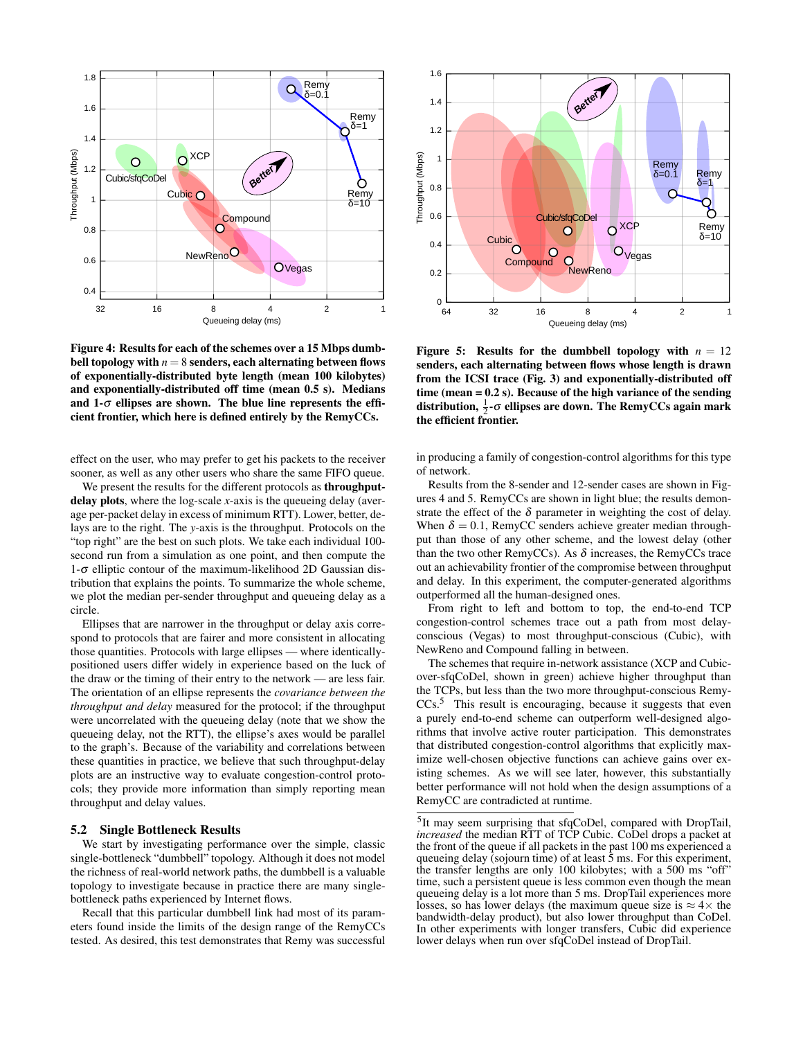**Figure 4: Results for each of the schemes over a 15 Mbps dumbbell topology with $n = 8$ senders, each alternating between flows of exponentially-distributed byte length (mean 100 kilobytes) and exponentially-distributed off time (mean 0.5 s). Medians and 1-$\sigma$ ellipses are shown. The blue line represents the efficient frontier, which here is defined entirely by the RemyCCs.**

**Figure 5: Results for the dumbbell topology with $n = 12$ senders, each alternating between flows whose length is drawn from the ICSI trace (Fig. 3) and exponentially-distributed off time (mean = 0.2 s). Because of the high variance of the sending distribution, $\frac{1}{2}$-$\sigma$ ellipses are down. The RemyCCs again mark the efficient frontier.**

effect on the user, who may prefer to get his packets to the receiver sooner, as well as any other users who share the same FIFO queue.

We present the results for the different protocols as **throughput-delay plots**, where the log-scale $x$-axis is the queueing delay (average per-packet delay in excess of minimum RTT). Lower, better, delays are to the right. The $y$-axis is the throughput. Protocols on the "top right" are the best on such plots. We take each individual 100-second run from a simulation as one point, and then compute the 1-$\sigma$ elliptic contour of the maximum-likelihood 2D Gaussian distribution that explains the points. To summarize the whole scheme, we plot the median per-sender throughput and queueing delay as a circle.

Ellipses that are narrower in the throughput or delay axis correspond to protocols that are fairer and more consistent in allocating those quantities. Protocols with large ellipses — where identically-positioned users differ widely in experience based on the luck of the draw or the timing of their entry to the network — are less fair. The orientation of an ellipse represents the *covariance between the throughput and delay* measured for the protocol; if the throughput were uncorrelated with the queueing delay (note that we show the queueing delay, not the RTT), the ellipse's axes would be parallel to the graph's. Because of the variability and correlations between these quantities in practice, we believe that such throughput-delay plots are an instructive way to evaluate congestion-control protocols; they provide more information than simply reporting mean throughput and delay values.

## 5.2 Single Bottleneck Results

We start by investigating performance over the simple, classic single-bottleneck "dumbbell" topology. Although it does not model the richness of real-world network paths, the dumbbell is a valuable topology to investigate because in practice there are many single-bottleneck paths experienced by Internet flows.

Recall that this particular dumbbell link had most of its parameters found inside the limits of the design range of the RemyCCs tested. As desired, this test demonstrates that Remy was successful in producing a family of congestion-control algorithms for this type of network.

Results from the 8-sender and 12-sender cases are shown in Figures 4 and 5. RemyCCs are shown in light blue; the results demonstrate the effect of the $\delta$ parameter in weighting the cost of delay. When $\delta = 0.1$, RemyCC senders achieve greater median throughput than those of any other scheme, and the lowest delay (other than the two other RemyCCs). As $\delta$ increases, the RemyCCs trace out an achievability frontier of the compromise between throughput and delay. In this experiment, the computer-generated algorithms outperformed all the human-designed ones.

From right to left and bottom to top, the end-to-end TCP congestion-control schemes trace out a path from most delay-conscious (Vegas) to most throughput-conscious (Cubic), with NewReno and Compound falling in between.

The schemes that require in-network assistance (XCP and Cubic-over-sfqCoDel, shown in green) achieve higher throughput than the TCPs, but less than the two more throughput-conscious RemyCCs.[5] This result is encouraging, because it suggests that even a purely end-to-end scheme can outperform well-designed algorithms that involve active router participation. This demonstrates that distributed congestion-control algorithms that explicitly maximize well-chosen objective functions can achieve gains over existing schemes. As we will see later, however, this substantially better performance will not hold when the design assumptions of a RemyCC are contradicted at runtime.

[5] It may seem surprising that sfqCoDel, compared with DropTail, *increased* the median RTT of TCP Cubic. CoDel drops a packet at the front of the queue if all packets in the past 100 ms experienced a queueing delay (sojourn time) of at least 5 ms. For this experiment, the transfer lengths are only 100 kilobytes; with a 500 ms "off" time, such a persistent queue is less common even though the mean queueing delay is a lot more than 5 ms. DropTail experiences more losses, so has lower delays (the maximum queue size is $\approx 4\times$ the bandwidth-delay product), but also lower throughput than CoDel. In other experiments with longer transfers, Cubic did experience lower delays when run over sfqCoDel instead of DropTail.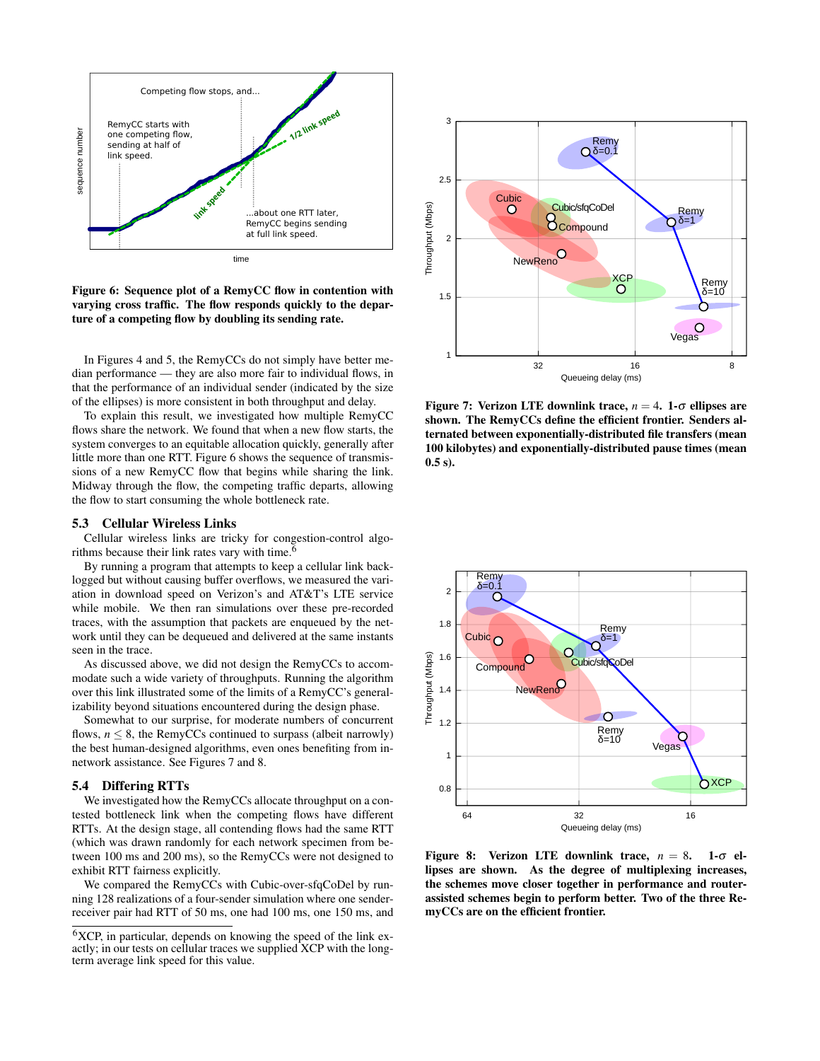**Figure 6: Sequence plot of a RemyCC flow in contention with varying cross traffic. The flow responds quickly to the departure of a competing flow by doubling its sending rate.**

In Figures 4 and 5, the RemyCCs do not simply have better median performance — they are also more fair to individual flows, in that the performance of an individual sender (indicated by the size of the ellipses) is more consistent in both throughput and delay.

To explain this result, we investigated how multiple RemyCC flows share the network. We found that when a new flow starts, the system converges to an equitable allocation quickly, generally after little more than one RTT. Figure 6 shows the sequence of transmissions of a new RemyCC flow that begins while sharing the link. Midway through the flow, the competing traffic departs, allowing the flow to start consuming the whole bottleneck rate.

## 5.3 Cellular Wireless Links

Cellular wireless links are tricky for congestion-control algorithms because their link rates vary with time.[6]

By running a program that attempts to keep a cellular link backlogged but without causing buffer overflows, we measured the variation in download speed on Verizon's and AT&T's LTE service while mobile. We then ran simulations over these pre-recorded traces, with the assumption that packets are enqueued by the network until they can be dequeued and delivered at the same instants seen in the trace.

As discussed above, we did not design the RemyCCs to accommodate such a wide variety of throughputs. Running the algorithm over this link illustrated some of the limits of a RemyCC's generalizability beyond situations encountered during the design phase.

Somewhat to our surprise, for moderate numbers of concurrent flows, $n \leq 8$, the RemyCCs continued to surpass (albeit narrowly) the best human-designed algorithms, even ones benefiting from in-network assistance. See Figures 7 and 8.

## 5.4 Differing RTTs

We investigated how the RemyCCs allocate throughput on a contested bottleneck link when the competing flows have different RTTs. At the design stage, all contending flows had the same RTT (which was drawn randomly for each network specimen from between 100 ms and 200 ms), so the RemyCCs were not designed to exhibit RTT fairness explicitly.

We compared the RemyCCs with Cubic-over-sfqCoDel by running 128 realizations of a four-sender simulation where one sender-receiver pair had RTT of 50 ms, one had 100 ms, one 150 ms, and

[6] XCP, in particular, depends on knowing the speed of the link exactly; in our tests on cellular traces we supplied XCP with the long-term average link speed for this value.

**Figure 7: Verizon LTE downlink trace, $n = 4$. 1-$\sigma$ ellipses are shown. The RemyCCs define the efficient frontier. Senders alternated between exponentially-distributed file transfers (mean 100 kilobytes) and exponentially-distributed pause times (mean 0.5 s).**

**Figure 8: Verizon LTE downlink trace, $n = 8$. 1-$\sigma$ ellipses are shown. As the degree of multiplexing increases, the schemes move closer together in performance and router-assisted schemes begin to perform better. Two of the three RemyCCs are on the efficient frontier.**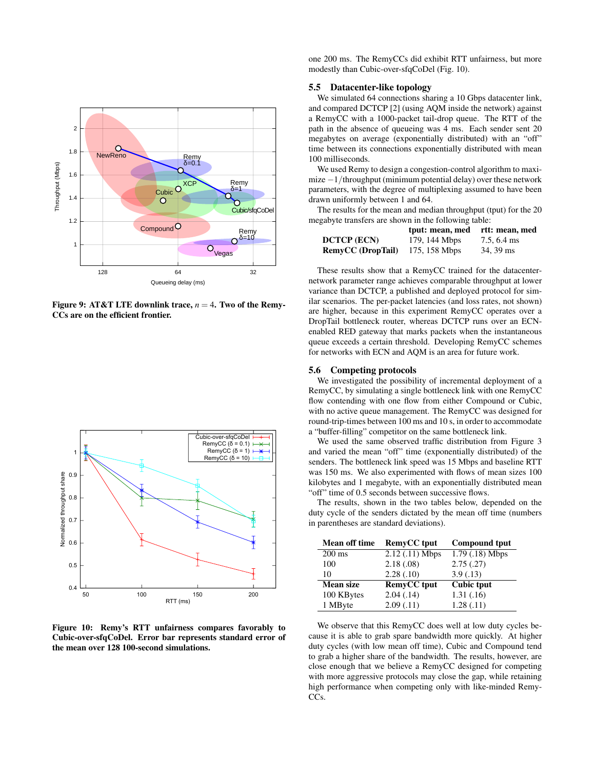Figure 9: AT&T LTE downlink trace, $n = 4$. Two of the RemyCCs are on the efficient frontier.

Figure 10: Remy's RTT unfairness compares favorably to Cubic-over-sfqCoDel. Error bar represents standard error of the mean over 128 100-second simulations.

one 200 ms. The RemyCCs did exhibit RTT unfairness, but more modestly than Cubic-over-sfqCoDel (Fig. 10).

### 5.5 Datacenter-like topology

We simulated 64 connections sharing a 10 Gbps datacenter link, and compared DCTCP [2] (using AQM inside the network) against a RemyCC with a 1000-packet tail-drop queue. The RTT of the path in the absence of queueing was 4 ms. Each sender sent 20 megabytes on average (exponentially distributed) with an "off" time between its connections exponentially distributed with mean 100 milliseconds.

We used Remy to design a congestion-control algorithm to maximize $-1/\text{throughput}$ (minimum potential delay) over these network parameters, with the degree of multiplexing assumed to have been drawn uniformly between 1 and 64.

The results for the mean and median throughput (tput) for the 20 megabyte transfers are shown in the following table:

| | tput: mean, med | rtt: mean, med |
|---|---|---|
| **DCTCP (ECN)** | 179, 144 Mbps | 7.5, 6.4 ms |
| **RemyCC (DropTail)** | 175, 158 Mbps | 34, 39 ms |

These results show that a RemyCC trained for the datacenter-network parameter range achieves comparable throughput at lower variance than DCTCP, a published and deployed protocol for similar scenarios. The per-packet latencies (and loss rates, not shown) are higher, because in this experiment RemyCC operates over a DropTail bottleneck router, whereas DCTCP runs over an ECN-enabled RED gateway that marks packets when the instantaneous queue exceeds a certain threshold. Developing RemyCC schemes for networks with ECN and AQM is an area for future work.

### 5.6 Competing protocols

We investigated the possibility of incremental deployment of a RemyCC, by simulating a single bottleneck link with one RemyCC flow contending with one flow from either Compound or Cubic, with no active queue management. The RemyCC was designed for round-trip-times between 100 ms and 10 s, in order to accommodate a "buffer-filling" competitor on the same bottleneck link.

We used the same observed traffic distribution from Figure 3 and varied the mean "off" time (exponentially distributed) of the senders. The bottleneck link speed was 15 Mbps and baseline RTT was 150 ms. We also experimented with flows of mean sizes 100 kilobytes and 1 megabyte, with an exponentially distributed mean "off" time of 0.5 seconds between successive flows.

The results, shown in the two tables below, depended on the duty cycle of the senders dictated by the mean off time (numbers in parentheses are standard deviations).

| **Mean off time** | **RemyCC tput** | **Compound tput** |
|---|---|---|
| 200 ms | 2.12 (.11) Mbps | 1.79 (.18) Mbps |
| 100 | 2.18 (.08) | 2.75 (.27) |
| 10 | 2.28 (.10) | 3.9 (.13) |

| **Mean size** | **RemyCC tput** | **Cubic tput** |
|---|---|---|
| 100 KBytes | 2.04 (.14) | 1.31 (.16) |
| 1 MByte | 2.09 (.11) | 1.28 (.11) |

We observe that this RemyCC does well at low duty cycles because it is able to grab spare bandwidth more quickly. At higher duty cycles (with low mean off time), Cubic and Compound tend to grab a higher share of the bandwidth. The results, however, are close enough that we believe a RemyCC designed for competing with more aggressive protocols may close the gap, while retaining high performance when competing only with like-minded RemyCCs.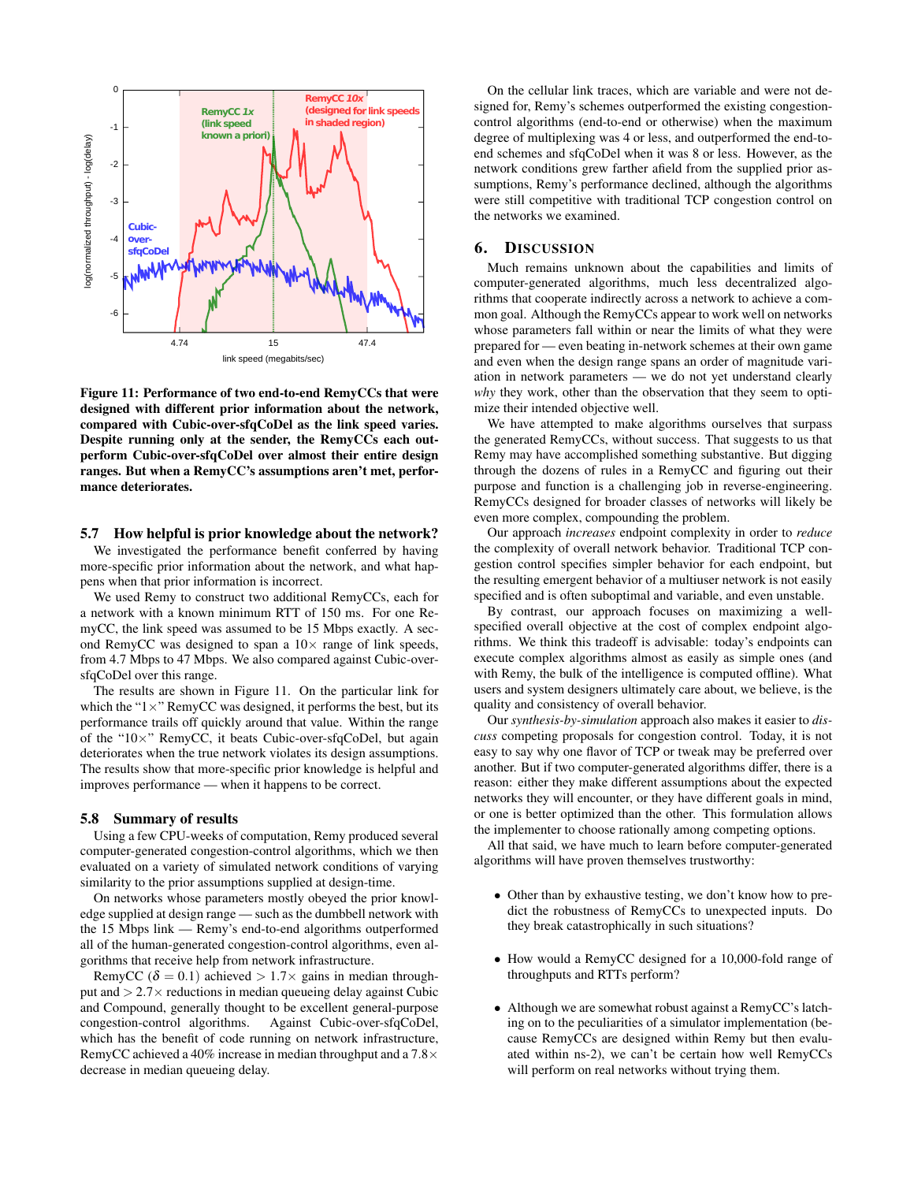log(normalized throughput) - log(delay)

0
-1
-2
-3
-4
-5
-6

4.74
15
47.4

link speed (megabits/sec)

RemyCC *1x* (link speed known a priori)

RemyCC *10x* (designed for link speeds in shaded region)

Cubic-over-sfqCoDel

**Figure 11: Performance of two end-to-end RemyCCs that were designed with different prior information about the network, compared with Cubic-over-sfqCoDel as the link speed varies. Despite running only at the sender, the RemyCCs each outperform Cubic-over-sfqCoDel over almost their entire design ranges. But when a RemyCC's assumptions aren't met, performance deteriorates.**

### 5.7 How helpful is prior knowledge about the network?

We investigated the performance benefit conferred by having more-specific prior information about the network, and what happens when that prior information is incorrect.

We used Remy to construct two additional RemyCCs, each for a network with a known minimum RTT of 150 ms. For one RemyCC, the link speed was assumed to be 15 Mbps exactly. A second RemyCC was designed to span a $10\times$ range of link speeds, from 4.7 Mbps to 47 Mbps. We also compared against Cubic-over-sfqCoDel over this range.

The results are shown in Figure 11. On the particular link for which the "$1\times$" RemyCC was designed, it performs the best, but its performance trails off quickly around that value. Within the range of the "$10\times$" RemyCC, it beats Cubic-over-sfqCoDel, but again deteriorates when the true network violates its design assumptions. The results show that more-specific prior knowledge is helpful and improves performance — when it happens to be correct.

### 5.8 Summary of results

Using a few CPU-weeks of computation, Remy produced several computer-generated congestion-control algorithms, which we then evaluated on a variety of simulated network conditions of varying similarity to the prior assumptions supplied at design-time.

On networks whose parameters mostly obeyed the prior knowledge supplied at design range — such as the dumbbell network with the 15 Mbps link — Remy's end-to-end algorithms outperformed all of the human-generated congestion-control algorithms, even algorithms that receive help from network infrastructure.

RemyCC ($\delta = 0.1$) achieved $> 1.7\times$ gains in median throughput and $> 2.7\times$ reductions in median queueing delay against Cubic and Compound, generally thought to be excellent general-purpose congestion-control algorithms. Against Cubic-over-sfqCoDel, which has the benefit of code running on network infrastructure, RemyCC achieved a 40% increase in median throughput and a $7.8\times$ decrease in median queueing delay.

On the cellular link traces, which are variable and were not designed for, Remy's schemes outperformed the existing congestion-control algorithms (end-to-end or otherwise) when the maximum degree of multiplexing was 4 or less, and outperformed the end-to-end schemes and sfqCoDel when it was 8 or less. However, as the network conditions grew farther afield from the supplied prior assumptions, Remy's performance declined, although the algorithms were still competitive with traditional TCP congestion control on the networks we examined.

## 6. Discussion

Much remains unknown about the capabilities and limits of computer-generated algorithms, much less decentralized algorithms that cooperate indirectly across a network to achieve a common goal. Although the RemyCCs appear to work well on networks whose parameters fall within or near the limits of what they were prepared for — even beating in-network schemes at their own game and even when the design range spans an order of magnitude variation in network parameters — we do not yet understand clearly *why* they work, other than the observation that they seem to optimize their intended objective well.

We have attempted to make algorithms ourselves that surpass the generated RemyCCs, without success. That suggests to us that Remy may have accomplished something substantive. But digging through the dozens of rules in a RemyCC and figuring out their purpose and function is a challenging job in reverse-engineering. RemyCCs designed for broader classes of networks will likely be even more complex, compounding the problem.

Our approach *increases* endpoint complexity in order to *reduce* the complexity of overall network behavior. Traditional TCP congestion control specifies simpler behavior for each endpoint, but the resulting emergent behavior of a multiuser network is not easily specified and is often suboptimal and variable, and even unstable.

By contrast, our approach focuses on maximizing a well-specified overall objective at the cost of complex endpoint algorithms. We think this tradeoff is advisable: today's endpoints can execute complex algorithms almost as easily as simple ones (and with Remy, the bulk of the intelligence is computed offline). What users and system designers ultimately care about, we believe, is the quality and consistency of overall behavior.

Our *synthesis-by-simulation* approach also makes it easier to *discuss* competing proposals for congestion control. Today, it is not easy to say why one flavor of TCP or tweak may be preferred over another. But if two computer-generated algorithms differ, there is a reason: either they make different assumptions about the expected networks they will encounter, or they have different goals in mind, or one is better optimized than the other. This formulation allows the implementer to choose rationally among competing options.

All that said, we have much to learn before computer-generated algorithms will have proven themselves trustworthy:

- Other than by exhaustive testing, we don't know how to predict the robustness of RemyCCs to unexpected inputs. Do they break catastrophically in such situations?
- How would a RemyCC designed for a 10,000-fold range of throughputs and RTTs perform?
- Although we are somewhat robust against a RemyCC's latching on to the peculiarities of a simulator implementation (because RemyCCs are designed within Remy but then evaluated within ns-2), we can't be certain how well RemyCCs will perform on real networks without trying them.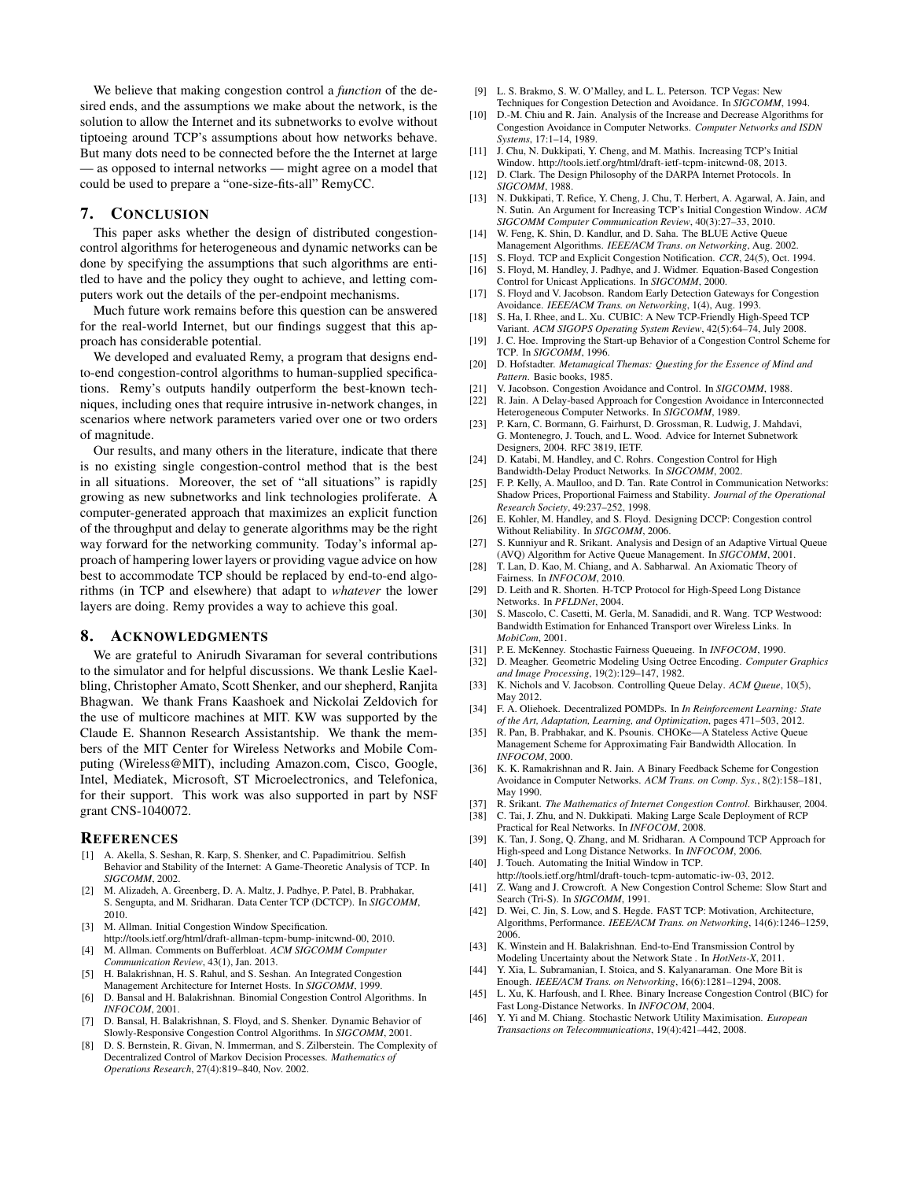We believe that making congestion control a *function* of the desired ends, and the assumptions we make about the network, is the solution to allow the Internet and its subnetworks to evolve without tiptoeing around TCP's assumptions about how networks behave. But many dots need to be connected before the the Internet at large — as opposed to internal networks — might agree on a model that could be used to prepare a "one-size-fits-all" RemyCC.

## 7. CONCLUSION

This paper asks whether the design of distributed congestion-control algorithms for heterogeneous and dynamic networks can be done by specifying the assumptions that such algorithms are entitled to have and the policy they ought to achieve, and letting computers work out the details of the per-endpoint mechanisms.

Much future work remains before this question can be answered for the real-world Internet, but our findings suggest that this approach has considerable potential.

We developed and evaluated Remy, a program that designs end-to-end congestion-control algorithms to human-supplied specifications. Remy's outputs handily outperform the best-known techniques, including ones that require intrusive in-network changes, in scenarios where network parameters varied over one or two orders of magnitude.

Our results, and many others in the literature, indicate that there is no existing single congestion-control method that is the best in all situations. Moreover, the set of "all situations" is rapidly growing as new subnetworks and link technologies proliferate. A computer-generated approach that maximizes an explicit function of the throughput and delay to generate algorithms may be the right way forward for the networking community. Today's informal approach of hampering lower layers or providing vague advice on how best to accommodate TCP should be replaced by end-to-end algorithms (in TCP and elsewhere) that adapt to *whatever* the lower layers are doing. Remy provides a way to achieve this goal.

## 8. ACKNOWLEDGMENTS

We are grateful to Anirudh Sivaraman for several contributions to the simulator and for helpful discussions. We thank Leslie Kaelbling, Christopher Amato, Scott Shenker, and our shepherd, Ranjita Bhagwan. We thank Frans Kaashoek and Nickolai Zeldovich for the use of multicore machines at MIT. KW was supported by the Claude E. Shannon Research Assistantship. We thank the members of the MIT Center for Wireless Networks and Mobile Computing (Wireless@MIT), including Amazon.com, Cisco, Google, Intel, Mediatek, Microsoft, ST Microelectronics, and Telefonica, for their support. This work was also supported in part by NSF grant CNS-1040072.

## REFERENCES

[1] A. Akella, S. Seshan, R. Karp, S. Shenker, and C. Papadimitriou. Selfish Behavior and Stability of the Internet: A Game-Theoretic Analysis of TCP. In *SIGCOMM*, 2002.

[2] M. Alizadeh, A. Greenberg, D. A. Maltz, J. Padhye, P. Patel, B. Prabhakar, S. Sengupta, and M. Sridharan. Data Center TCP (DCTCP). In *SIGCOMM*, 2010.

[3] M. Allman. Initial Congestion Window Specification. http://tools.ietf.org/html/draft-allman-tcpm-bump-initcwnd-00, 2010.

[4] M. Allman. Comments on Bufferbloat. *ACM SIGCOMM Computer Communication Review*, 43(1), Jan. 2013.

[5] H. Balakrishnan, H. S. Rahul, and S. Seshan. An Integrated Congestion Management Architecture for Internet Hosts. In *SIGCOMM*, 1999.

[6] D. Bansal and H. Balakrishnan. Binomial Congestion Control Algorithms. In *INFOCOM*, 2001.

[7] D. Bansal, H. Balakrishnan, S. Floyd, and S. Shenker. Dynamic Behavior of Slowly-Responsive Congestion Control Algorithms. In *SIGCOMM*, 2001.

[8] D. S. Bernstein, R. Givan, N. Immerman, and S. Zilberstein. The Complexity of Decentralized Control of Markov Decision Processes. *Mathematics of Operations Research*, 27(4):819–840, Nov. 2002.

[9] L. S. Brakmo, S. W. O'Malley, and L. L. Peterson. TCP Vegas: New Techniques for Congestion Detection and Avoidance. In *SIGCOMM*, 1994.

[10] D.-M. Chiu and R. Jain. Analysis of the Increase and Decrease Algorithms for Congestion Avoidance in Computer Networks. *Computer Networks and ISDN Systems*, 17:1–14, 1989.

[11] J. Chu, N. Dukkipati, Y. Cheng, and M. Mathis. Increasing TCP's Initial Window. http://tools.ietf.org/html/draft-ietf-tcpm-initcwnd-08, 2013.

[12] D. Clark. The Design Philosophy of the DARPA Internet Protocols. In *SIGCOMM*, 1988.

[13] N. Dukkipati, T. Refice, Y. Cheng, J. Chu, T. Herbert, A. Agarwal, A. Jain, and N. Sutin. An Argument for Increasing TCP's Initial Congestion Window. *ACM SIGCOMM Computer Communication Review*, 40(3):27–33, 2010.

[14] W. Feng, K. Shin, D. Kandlur, and D. Saha. The BLUE Active Queue Management Algorithms. *IEEE/ACM Trans. on Networking*, Aug. 2002.

[15] S. Floyd. TCP and Explicit Congestion Notification. *CCR*, 24(5), Oct. 1994.

[16] S. Floyd, M. Handley, J. Padhye, and J. Widmer. Equation-Based Congestion Control for Unicast Applications. In *SIGCOMM*, 2000.

[17] S. Floyd and V. Jacobson. Random Early Detection Gateways for Congestion Avoidance. *IEEE/ACM Trans. on Networking*, 1(4), Aug. 1993.

[18] S. Ha, I. Rhee, and L. Xu. CUBIC: A New TCP-Friendly High-Speed TCP Variant. *ACM SIGOPS Operating System Review*, 42(5):64–74, July 2008.

[19] J. C. Hoe. Improving the Start-up Behavior of a Congestion Control Scheme for TCP. In *SIGCOMM*, 1996.

[20] D. Hofstadter. *Metamagical Themas: Questing for the Essence of Mind and Pattern*. Basic books, 1985.

[21] V. Jacobson. Congestion Avoidance and Control. In *SIGCOMM*, 1988.

[22] R. Jain. A Delay-based Approach for Congestion Avoidance in Interconnected Heterogeneous Computer Networks. In *SIGCOMM*, 1989.

[23] P. Karn, C. Bormann, G. Fairhurst, D. Grossman, R. Ludwig, J. Mahdavi, G. Montenegro, J. Touch, and L. Wood. Advice for Internet Subnetwork Designers, 2004. RFC 3819, IETF.

[24] D. Katabi, M. Handley, and C. Rohrs. Congestion Control for High Bandwidth-Delay Product Networks. In *SIGCOMM*, 2002.

[25] F. P. Kelly, A. Maulloo, and D. Tan. Rate Control in Communication Networks: Shadow Prices, Proportional Fairness and Stability. *Journal of the Operational Research Society*, 49:237–252, 1998.

[26] E. Kohler, M. Handley, and S. Floyd. Designing DCCP: Congestion control Without Reliability. In *SIGCOMM*, 2006.

[27] S. Kunniyur and R. Srikant. Analysis and Design of an Adaptive Virtual Queue (AVQ) Algorithm for Active Queue Management. In *SIGCOMM*, 2001.

[28] T. Lan, D. Kao, M. Chiang, and A. Sabharwal. An Axiomatic Theory of Fairness. In *INFOCOM*, 2010.

[29] D. Leith and R. Shorten. H-TCP Protocol for High-Speed Long Distance Networks. In *PFLDNet*, 2004.

[30] S. Mascolo, C. Casetti, M. Gerla, M. Sanadidi, and R. Wang. TCP Westwood: Bandwidth Estimation for Enhanced Transport over Wireless Links. In *MobiCom*, 2001.

[31] P. E. McKenney. Stochastic Fairness Queueing. In *INFOCOM*, 1990.

[32] D. Meagher. Geometric Modeling Using Octree Encoding. *Computer Graphics and Image Processing*, 19(2):129–147, 1982.

[33] K. Nichols and V. Jacobson. Controlling Queue Delay. *ACM Queue*, 10(5), May 2012.

[34] F. A. Oliehoek. Decentralized POMDPs. In *In Reinforcement Learning: State of the Art, Adaptation, Learning, and Optimization*, pages 471–503, 2012.

[35] R. Pan, B. Prabhakar, and K. Psounis. CHOKe—A Stateless Active Queue Management Scheme for Approximating Fair Bandwidth Allocation. In *INFOCOM*, 2000.

[36] K. K. Ramakrishnan and R. Jain. A Binary Feedback Scheme for Congestion Avoidance in Computer Networks. *ACM Trans. on Comp. Sys.*, 8(2):158–181, May 1990.

[37] R. Srikant. *The Mathematics of Internet Congestion Control*. Birkhauser, 2004.

[38] C. Tai, J. Zhu, and N. Dukkipati. Making Large Scale Deployment of RCP Practical for Real Networks. In *INFOCOM*, 2008.

[39] K. Tan, J. Song, Q. Zhang, and M. Sridharan. A Compound TCP Approach for High-speed and Long Distance Networks. In *INFOCOM*, 2006.

[40] J. Touch. Automating the Initial Window in TCP. http://tools.ietf.org/html/draft-touch-tcpm-automatic-iw-03, 2012.

[41] Z. Wang and J. Crowcroft. A New Congestion Control Scheme: Slow Start and Search (Tri-S). In *SIGCOMM*, 1991.

[42] D. Wei, C. Jin, S. Low, and S. Hegde. FAST TCP: Motivation, Architecture, Algorithms, Performance. *IEEE/ACM Trans. on Networking*, 14(6):1246–1259, 2006.

[43] K. Winstein and H. Balakrishnan. End-to-End Transmission Control by Modeling Uncertainty about the Network State . In *HotNets-X*, 2011.

[44] Y. Xia, L. Subramanian, I. Stoica, and S. Kalyanaraman. One More Bit is Enough. *IEEE/ACM Trans. on Networking*, 16(6):1281–1294, 2008.

[45] L. Xu, K. Harfoush, and I. Rhee. Binary Increase Congestion Control (BIC) for Fast Long-Distance Networks. In *INFOCOM*, 2004.

[46] Y. Yi and M. Chiang. Stochastic Network Utility Maximisation. *European Transactions on Telecommunications*, 19(4):421–442, 2008.